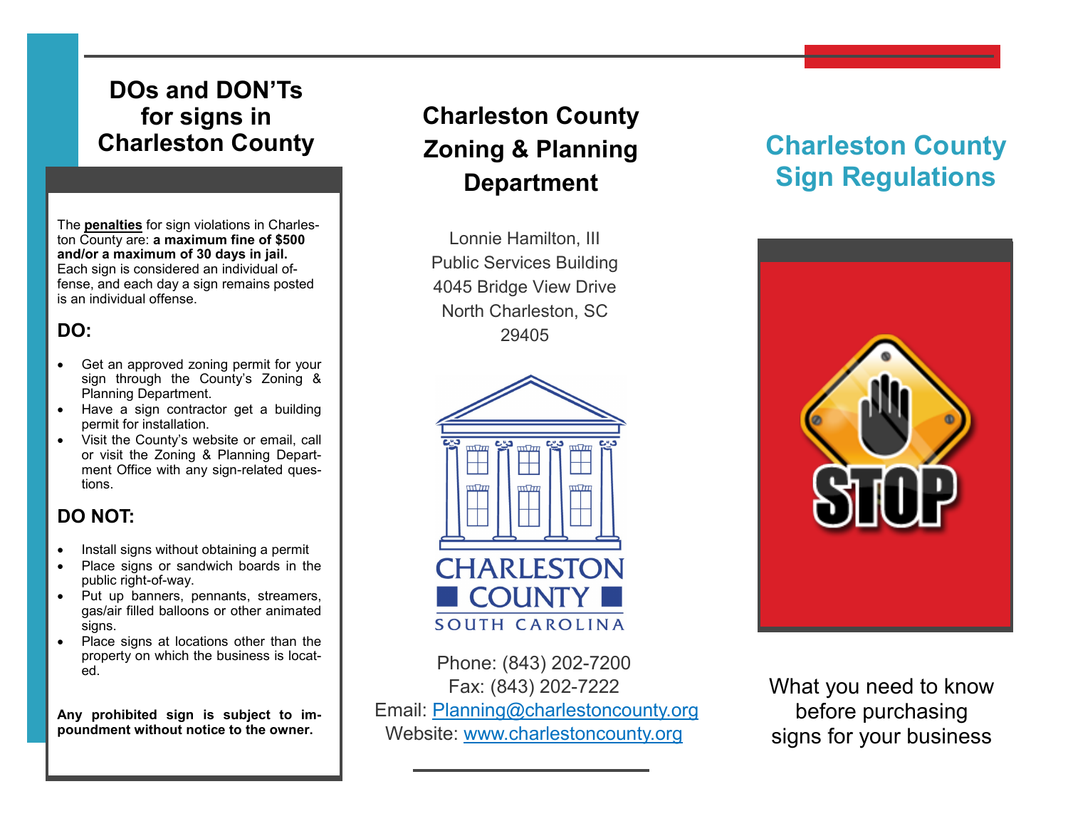# DOs and DON'Ts for signs in Charleston County

The **penalties** for sign violations in Charleston County are: **a maximum fine of $500 and/or a maximum of 30 days in jail.** Each sign is considered an individual offense, and each day a sign remains posted is an individual offense.

## DO:

- Get an approved zoning permit for your sign through the County's Zoning & Planning Department.
- Have a sign contractor get a building permit for installation.
- Visit the County's website or email, call or visit the Zoning & Planning Department Office with any sign-related questions.

## DO NOT:

- Install signs without obtaining a permit
- Place signs or sandwich boards in the public right-of-way.
- Put up banners, pennants, streamers, gas/air filled balloons or other animated signs.
- Place signs at locations other than the property on which the business is located.

**Any prohibited sign is subject to impoundment without notice to the owner.**

# Charleston County Zoning & Planning Department

Lonnie Hamilton, III
Public Services Building
4045 Bridge View Drive
North Charleston, SC
29405

CHARLESTON COUNTY
SOUTH CAROLINA

Phone: (843) 202-7200
Fax: (843) 202-7222
Email: Planning@charlestoncounty.org
Website: www.charlestoncounty.org

# Charleston County Sign Regulations

STOP

What you need to know before purchasing signs for your business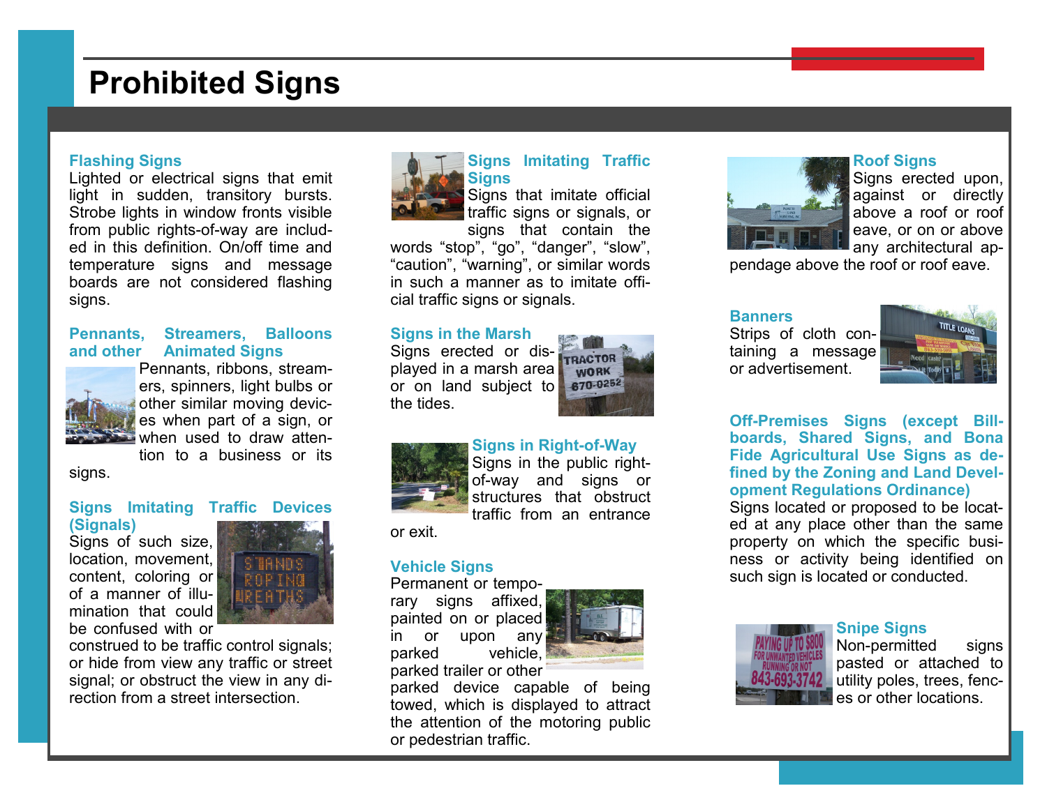# Prohibited Signs

### Flashing Signs

Lighted or electrical signs that emit light in sudden, transitory bursts. Strobe lights in window fronts visible from public rights-of-way are included in this definition. On/off time and temperature signs and message boards are not considered flashing signs.

### Pennants, Streamers, Balloons and other Animated Signs

Pennants, ribbons, streamers, spinners, light bulbs or other similar moving devices when part of a sign, or when used to draw attention to a business or its signs.

### Signs Imitating Traffic Devices (Signals)

Signs of such size, location, movement, content, coloring or of a manner of illumination that could be confused with or construed to be traffic control signals; or hide from view any traffic or street signal; or obstruct the view in any direction from a street intersection.

### Signs Imitating Traffic Signs

Signs that imitate official traffic signs or signals, or signs that contain the words "stop", "go", "danger", "slow", "caution", "warning", or similar words in such a manner as to imitate official traffic signs or signals.

### Signs in the Marsh

Signs erected or displayed in a marsh area or on land subject to the tides.

### Signs in Right-of-Way

Signs in the public right-of-way and signs or structures that obstruct traffic from an entrance or exit.

### Vehicle Signs

Permanent or temporary signs affixed, painted on or placed in or upon any parked vehicle, parked trailer or other parked device capable of being towed, which is displayed to attract the attention of the motoring public or pedestrian traffic.

### Roof Signs

Signs erected upon, against or directly above a roof or roof eave, or on or above any architectural appendage above the roof or roof eave.

### Banners

Strips of cloth containing a message or advertisement.

### Off-Premises Signs (except Billboards, Shared Signs, and Bona Fide Agricultural Use Signs as defined by the Zoning and Land Development Regulations Ordinance)

Signs located or proposed to be located at any place other than the same property on which the specific business or activity being identified on such sign is located or conducted.

### Snipe Signs

Non-permitted signs pasted or attached to utility poles, trees, fences or other locations.